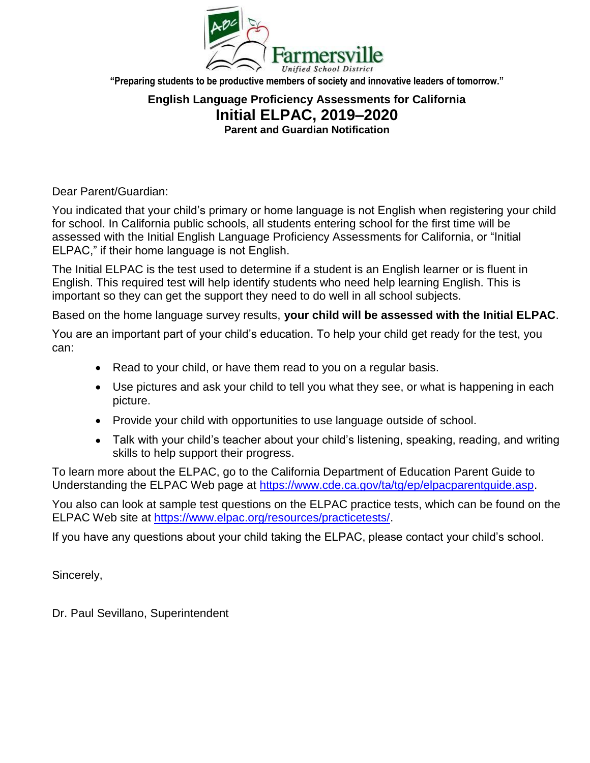Farmersville Unified School District

**"Preparing students to be productive members of society and innovative leaders of tomorrow."**

## English Language Proficiency Assessments for California

# Initial ELPAC, 2019–2020

### Parent and Guardian Notification

Dear Parent/Guardian:

You indicated that your child's primary or home language is not English when registering your child for school. In California public schools, all students entering school for the first time will be assessed with the Initial English Language Proficiency Assessments for California, or "Initial ELPAC," if their home language is not English.

The Initial ELPAC is the test used to determine if a student is an English learner or is fluent in English. This required test will help identify students who need help learning English. This is important so they can get the support they need to do well in all school subjects.

Based on the home language survey results, **your child will be assessed with the Initial ELPAC**.

You are an important part of your child's education. To help your child get ready for the test, you can:

- Read to your child, or have them read to you on a regular basis.
- Use pictures and ask your child to tell you what they see, or what is happening in each picture.
- Provide your child with opportunities to use language outside of school.
- Talk with your child's teacher about your child's listening, speaking, reading, and writing skills to help support their progress.

To learn more about the ELPAC, go to the California Department of Education Parent Guide to Understanding the ELPAC Web page at https://www.cde.ca.gov/ta/tg/ep/elpacparentguide.asp.

You also can look at sample test questions on the ELPAC practice tests, which can be found on the ELPAC Web site at https://www.elpac.org/resources/practicetests/.

If you have any questions about your child taking the ELPAC, please contact your child's school.

Sincerely,

Dr. Paul Sevillano, Superintendent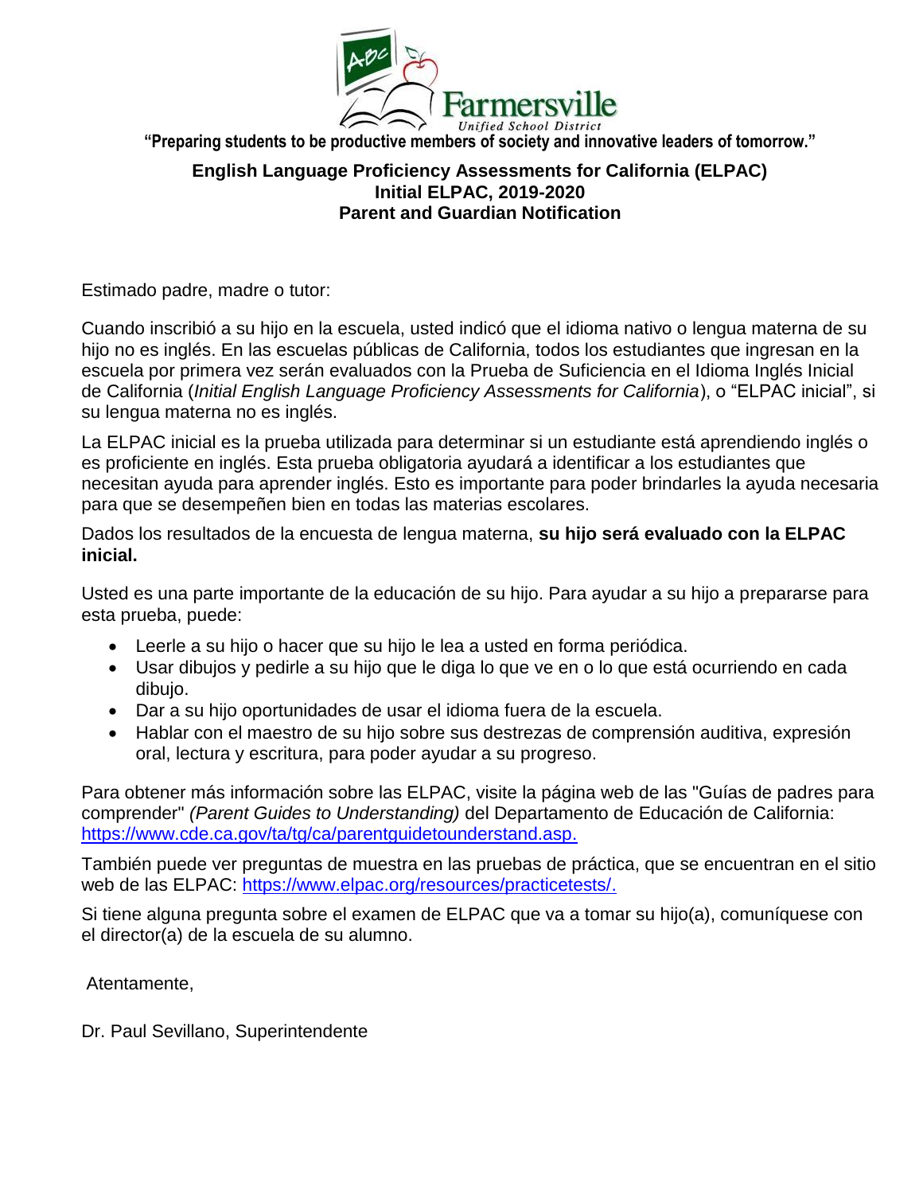Farmersville
Unified School District

**"Preparing students to be productive members of society and innovative leaders of tomorrow."**

**English Language Proficiency Assessments for California (ELPAC)**
**Initial ELPAC, 2019-2020**
**Parent and Guardian Notification**

Estimado padre, madre o tutor:

Cuando inscribió a su hijo en la escuela, usted indicó que el idioma nativo o lengua materna de su hijo no es inglés. En las escuelas públicas de California, todos los estudiantes que ingresan en la escuela por primera vez serán evaluados con la Prueba de Suficiencia en el Idioma Inglés Inicial de California (*Initial English Language Proficiency Assessments for California*), o "ELPAC inicial", si su lengua materna no es inglés.

La ELPAC inicial es la prueba utilizada para determinar si un estudiante está aprendiendo inglés o es proficiente en inglés. Esta prueba obligatoria ayudará a identificar a los estudiantes que necesitan ayuda para aprender inglés. Esto es importante para poder brindarles la ayuda necesaria para que se desempeñen bien en todas las materias escolares.

Dados los resultados de la encuesta de lengua materna, **su hijo será evaluado con la ELPAC inicial.**

Usted es una parte importante de la educación de su hijo. Para ayudar a su hijo a prepararse para esta prueba, puede:

- Leerle a su hijo o hacer que su hijo le lea a usted en forma periódica.
- Usar dibujos y pedirle a su hijo que le diga lo que ve en o lo que está ocurriendo en cada dibujo.
- Dar a su hijo oportunidades de usar el idioma fuera de la escuela.
- Hablar con el maestro de su hijo sobre sus destrezas de comprensión auditiva, expresión oral, lectura y escritura, para poder ayudar a su progreso.

Para obtener más información sobre las ELPAC, visite la página web de las "Guías de padres para comprender" *(Parent Guides to Understanding)* del Departamento de Educación de California: https://www.cde.ca.gov/ta/tg/ca/parentguidetounderstand.asp.

También puede ver preguntas de muestra en las pruebas de práctica, que se encuentran en el sitio web de las ELPAC: https://www.elpac.org/resources/practicetests/.

Si tiene alguna pregunta sobre el examen de ELPAC que va a tomar su hijo(a), comuníquese con el director(a) de la escuela de su alumno.

Atentamente,

Dr. Paul Sevillano, Superintendente